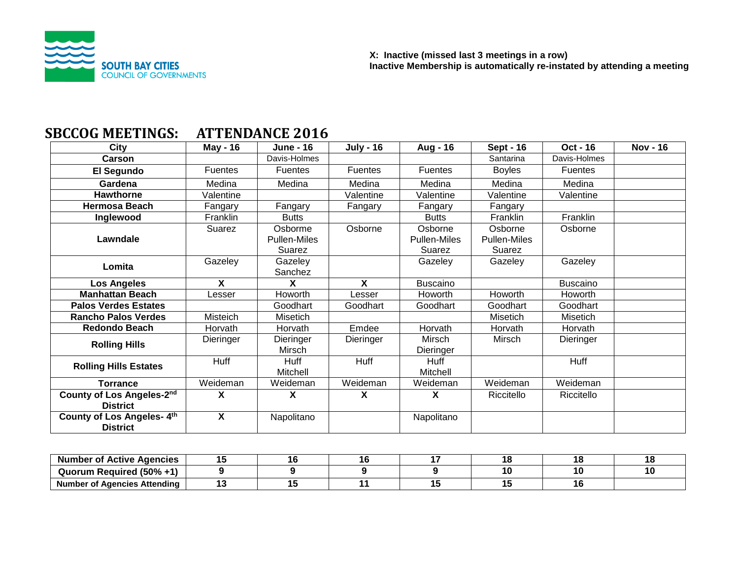SOUTH BAY CITIES
COUNCIL OF GOVERNMENTS

**X: Inactive (missed last 3 meetings in a row)**
**Inactive Membership is automatically re-instated by attending a meeting**

# SBCCOG MEETINGS: ATTENDANCE 2016

| City | May - 16 | June - 16 | July - 16 | Aug - 16 | Sept - 16 | Oct - 16 | Nov - 16 |
|---|---|---|---|---|---|---|---|
| **Carson** | | Davis-Holmes | | | Santarina | Davis-Holmes | |
| **El Segundo** | Fuentes | Fuentes | Fuentes | Fuentes | Boyles | Fuentes | |
| **Gardena** | Medina | Medina | Medina | Medina | Medina | Medina | |
| **Hawthorne** | Valentine | | Valentine | Valentine | Valentine | Valentine | |
| **Hermosa Beach** | Fangary | Fangary | Fangary | Fangary | Fangary | | |
| **Inglewood** | Franklin | Butts | | Butts | Franklin | Franklin | |
| **Lawndale** | Suarez | Osborne Pullen-Miles Suarez | Osborne | Osborne Pullen-Miles Suarez | Osborne Pullen-Miles Suarez | Osborne | |
| **Lomita** | Gazeley | Gazeley Sanchez | | Gazeley | Gazeley | Gazeley | |
| **Los Angeles** | **X** | **X** | **X** | Buscaino | | Buscaino | |
| **Manhattan Beach** | Lesser | Howorth | Lesser | Howorth | Howorth | Howorth | |
| **Palos Verdes Estates** | | Goodhart | Goodhart | Goodhart | Goodhart | Goodhart | |
| **Rancho Palos Verdes** | Misteich | Misetich | | | Misetich | Misetich | |
| **Redondo Beach** | Horvath | Horvath | Emdee | Horvath | Horvath | Horvath | |
| **Rolling Hills** | Dieringer | Dieringer Mirsch | Dieringer | Mirsch Dieringer | Mirsch | Dieringer | |
| **Rolling Hills Estates** | Huff | Huff Mitchell | Huff | Huff Mitchell | | Huff | |
| **Torrance** | Weideman | Weideman | Weideman | Weideman | Weideman | Weideman | |
| **County of Los Angeles-2nd District** | **X** | **X** | **X** | **X** | Riccitello | Riccitello | |
| **County of Los Angeles- 4th District** | **X** | Napolitano | | Napolitano | | | |

| | | | | | | | |
|---|---|---|---|---|---|---|---|
| **Number of Active Agencies** | **15** | **16** | **16** | **17** | **18** | **18** | **18** |
| **Quorum Required (50% +1)** | **9** | **9** | **9** | **9** | **10** | **10** | **10** |
| **Number of Agencies Attending** | **13** | **15** | **11** | **15** | **15** | **16** | |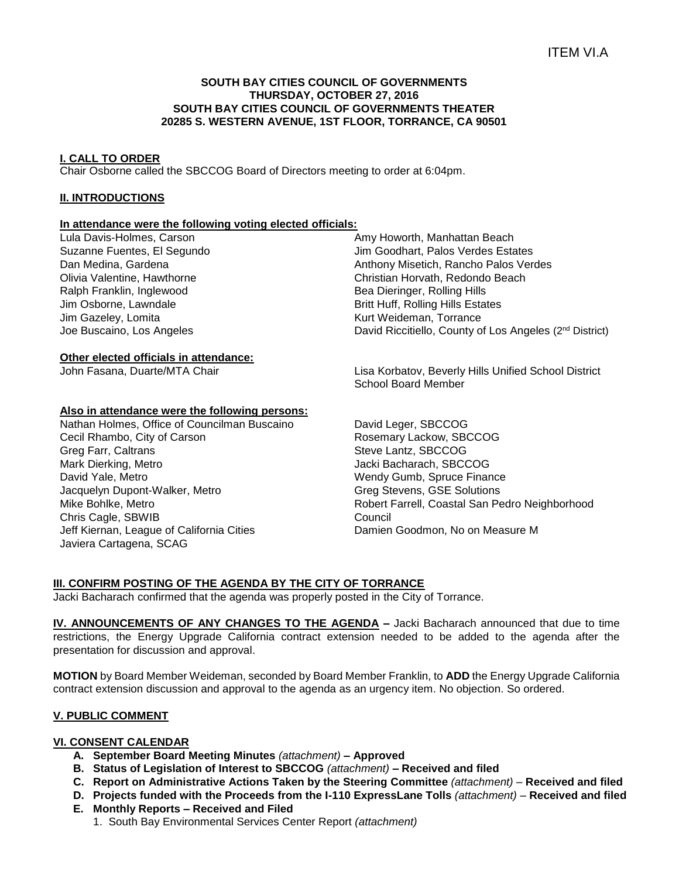ITEM VI.A

**SOUTH BAY CITIES COUNCIL OF GOVERNMENTS**
**THURSDAY, OCTOBER 27, 2016**
**SOUTH BAY CITIES COUNCIL OF GOVERNMENTS THEATER**
**20285 S. WESTERN AVENUE, 1ST FLOOR, TORRANCE, CA 90501**

## I. CALL TO ORDER

Chair Osborne called the SBCCOG Board of Directors meeting to order at 6:04pm.

## II. INTRODUCTIONS

### In attendance were the following voting elected officials:

Lula Davis-Holmes, Carson
Suzanne Fuentes, El Segundo
Dan Medina, Gardena
Olivia Valentine, Hawthorne
Ralph Franklin, Inglewood
Jim Osborne, Lawndale
Jim Gazeley, Lomita
Joe Buscaino, Los Angeles
Amy Howorth, Manhattan Beach
Jim Goodhart, Palos Verdes Estates
Anthony Misetich, Rancho Palos Verdes
Christian Horvath, Redondo Beach
Bea Dieringer, Rolling Hills
Britt Huff, Rolling Hills Estates
Kurt Weideman, Torrance
David Riccitiello, County of Los Angeles (2nd District)

### Other elected officials in attendance:

John Fasana, Duarte/MTA Chair
Lisa Korbatov, Beverly Hills Unified School District School Board Member

### Also in attendance were the following persons:

Nathan Holmes, Office of Councilman Buscaino
Cecil Rhambo, City of Carson
Greg Farr, Caltrans
Mark Dierking, Metro
David Yale, Metro
Jacquelyn Dupont-Walker, Metro
Mike Bohlke, Metro
Chris Cagle, SBWIB
Jeff Kiernan, League of California Cities
Javiera Cartagena, SCAG
David Leger, SBCCOG
Rosemary Lackow, SBCCOG
Steve Lantz, SBCCOG
Jacki Bacharach, SBCCOG
Wendy Gumb, Spruce Finance
Greg Stevens, GSE Solutions
Robert Farrell, Coastal San Pedro Neighborhood Council
Damien Goodmon, No on Measure M

## III. CONFIRM POSTING OF THE AGENDA BY THE CITY OF TORRANCE

Jacki Bacharach confirmed that the agenda was properly posted in the City of Torrance.

**IV. ANNOUNCEMENTS OF ANY CHANGES TO THE AGENDA –** Jacki Bacharach announced that due to time restrictions, the Energy Upgrade California contract extension needed to be added to the agenda after the presentation for discussion and approval.

**MOTION** by Board Member Weideman, seconded by Board Member Franklin, to **ADD** the Energy Upgrade California contract extension discussion and approval to the agenda as an urgency item. No objection. So ordered.

## V. PUBLIC COMMENT

## VI. CONSENT CALENDAR

- **A. September Board Meeting Minutes** *(attachment)* **– Approved**
- **B. Status of Legislation of Interest to SBCCOG** *(attachment)* **– Received and filed**
- **C. Report on Administrative Actions Taken by the Steering Committee** *(attachment)* – **Received and filed**
- **D. Projects funded with the Proceeds from the I-110 ExpressLane Tolls** *(attachment)* – **Received and filed**
- **E. Monthly Reports – Received and Filed**
    1. South Bay Environmental Services Center Report *(attachment)*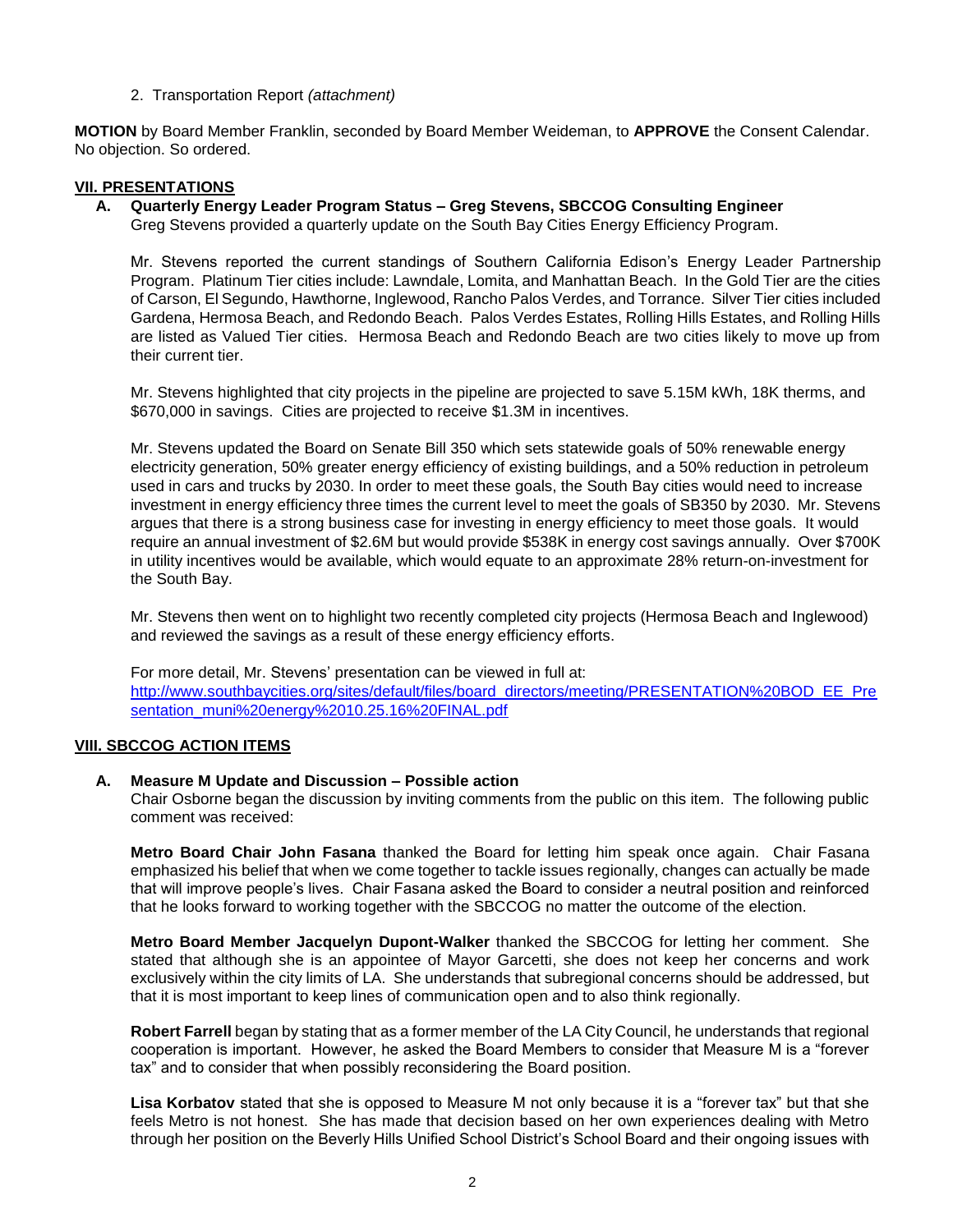2. Transportation Report *(attachment)*

**MOTION** by Board Member Franklin, seconded by Board Member Weideman, to **APPROVE** the Consent Calendar. No objection. So ordered.

## VII. PRESENTATIONS

### A. Quarterly Energy Leader Program Status – Greg Stevens, SBCCOG Consulting Engineer

Greg Stevens provided a quarterly update on the South Bay Cities Energy Efficiency Program.

Mr. Stevens reported the current standings of Southern California Edison's Energy Leader Partnership Program. Platinum Tier cities include: Lawndale, Lomita, and Manhattan Beach. In the Gold Tier are the cities of Carson, El Segundo, Hawthorne, Inglewood, Rancho Palos Verdes, and Torrance. Silver Tier cities included Gardena, Hermosa Beach, and Redondo Beach. Palos Verdes Estates, Rolling Hills Estates, and Rolling Hills are listed as Valued Tier cities. Hermosa Beach and Redondo Beach are two cities likely to move up from their current tier.

Mr. Stevens highlighted that city projects in the pipeline are projected to save 5.15M kWh, 18K therms, and $670,000 in savings. Cities are projected to receive $1.3M in incentives.

Mr. Stevens updated the Board on Senate Bill 350 which sets statewide goals of 50% renewable energy electricity generation, 50% greater energy efficiency of existing buildings, and a 50% reduction in petroleum used in cars and trucks by 2030. In order to meet these goals, the South Bay cities would need to increase investment in energy efficiency three times the current level to meet the goals of SB350 by 2030. Mr. Stevens argues that there is a strong business case for investing in energy efficiency to meet those goals. It would require an annual investment of $2.6M but would provide $538K in energy cost savings annually. Over $700K in utility incentives would be available, which would equate to an approximate 28% return-on-investment for the South Bay.

Mr. Stevens then went on to highlight two recently completed city projects (Hermosa Beach and Inglewood) and reviewed the savings as a result of these energy efficiency efforts.

For more detail, Mr. Stevens' presentation can be viewed in full at: http://www.southbaycities.org/sites/default/files/board_directors/meeting/PRESENTATION%20BOD_EE_Presentation_muni%20energy%2010.25.16%20FINAL.pdf

## VIII. SBCCOG ACTION ITEMS

### A. Measure M Update and Discussion – Possible action

Chair Osborne began the discussion by inviting comments from the public on this item. The following public comment was received:

**Metro Board Chair John Fasana** thanked the Board for letting him speak once again. Chair Fasana emphasized his belief that when we come together to tackle issues regionally, changes can actually be made that will improve people's lives. Chair Fasana asked the Board to consider a neutral position and reinforced that he looks forward to working together with the SBCCOG no matter the outcome of the election.

**Metro Board Member Jacquelyn Dupont-Walker** thanked the SBCCOG for letting her comment. She stated that although she is an appointee of Mayor Garcetti, she does not keep her concerns and work exclusively within the city limits of LA. She understands that subregional concerns should be addressed, but that it is most important to keep lines of communication open and to also think regionally.

**Robert Farrell** began by stating that as a former member of the LA City Council, he understands that regional cooperation is important. However, he asked the Board Members to consider that Measure M is a "forever tax" and to consider that when possibly reconsidering the Board position.

**Lisa Korbatov** stated that she is opposed to Measure M not only because it is a "forever tax" but that she feels Metro is not honest. She has made that decision based on her own experiences dealing with Metro through her position on the Beverly Hills Unified School District's School Board and their ongoing issues with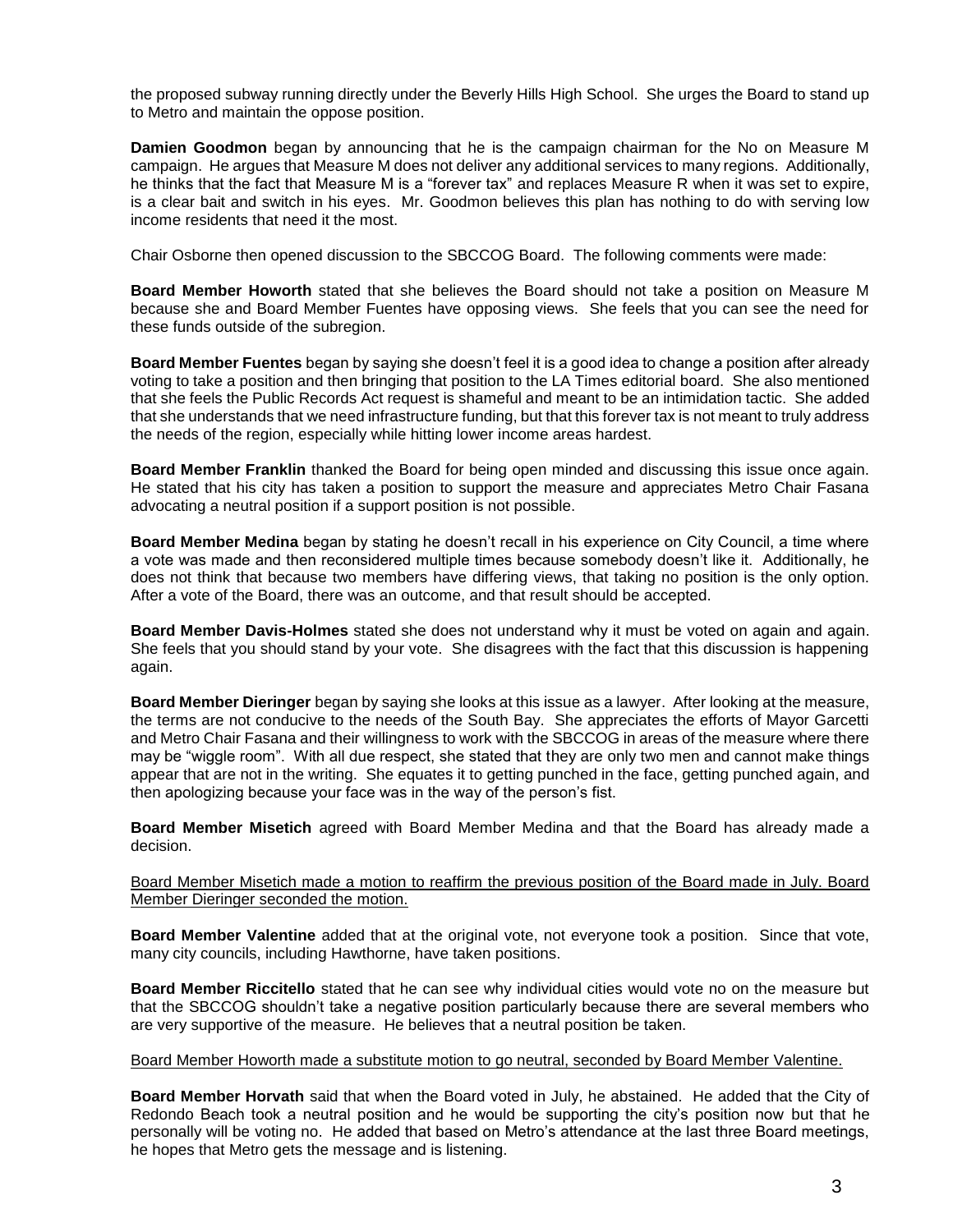the proposed subway running directly under the Beverly Hills High School. She urges the Board to stand up to Metro and maintain the oppose position.

**Damien Goodmon** began by announcing that he is the campaign chairman for the No on Measure M campaign. He argues that Measure M does not deliver any additional services to many regions. Additionally, he thinks that the fact that Measure M is a "forever tax" and replaces Measure R when it was set to expire, is a clear bait and switch in his eyes. Mr. Goodmon believes this plan has nothing to do with serving low income residents that need it the most.

Chair Osborne then opened discussion to the SBCCOG Board. The following comments were made:

**Board Member Howorth** stated that she believes the Board should not take a position on Measure M because she and Board Member Fuentes have opposing views. She feels that you can see the need for these funds outside of the subregion.

**Board Member Fuentes** began by saying she doesn't feel it is a good idea to change a position after already voting to take a position and then bringing that position to the LA Times editorial board. She also mentioned that she feels the Public Records Act request is shameful and meant to be an intimidation tactic. She added that she understands that we need infrastructure funding, but that this forever tax is not meant to truly address the needs of the region, especially while hitting lower income areas hardest.

**Board Member Franklin** thanked the Board for being open minded and discussing this issue once again. He stated that his city has taken a position to support the measure and appreciates Metro Chair Fasana advocating a neutral position if a support position is not possible.

**Board Member Medina** began by stating he doesn't recall in his experience on City Council, a time where a vote was made and then reconsidered multiple times because somebody doesn't like it. Additionally, he does not think that because two members have differing views, that taking no position is the only option. After a vote of the Board, there was an outcome, and that result should be accepted.

**Board Member Davis-Holmes** stated she does not understand why it must be voted on again and again. She feels that you should stand by your vote. She disagrees with the fact that this discussion is happening again.

**Board Member Dieringer** began by saying she looks at this issue as a lawyer. After looking at the measure, the terms are not conducive to the needs of the South Bay. She appreciates the efforts of Mayor Garcetti and Metro Chair Fasana and their willingness to work with the SBCCOG in areas of the measure where there may be "wiggle room". With all due respect, she stated that they are only two men and cannot make things appear that are not in the writing. She equates it to getting punched in the face, getting punched again, and then apologizing because your face was in the way of the person's fist.

**Board Member Misetich** agreed with Board Member Medina and that the Board has already made a decision.

<u>Board Member Misetich made a motion to reaffirm the previous position of the Board made in July. Board Member Dieringer seconded the motion.</u>

**Board Member Valentine** added that at the original vote, not everyone took a position. Since that vote, many city councils, including Hawthorne, have taken positions.

**Board Member Riccitello** stated that he can see why individual cities would vote no on the measure but that the SBCCOG shouldn't take a negative position particularly because there are several members who are very supportive of the measure. He believes that a neutral position be taken.

<u>Board Member Howorth made a substitute motion to go neutral, seconded by Board Member Valentine.</u>

**Board Member Horvath** said that when the Board voted in July, he abstained. He added that the City of Redondo Beach took a neutral position and he would be supporting the city's position now but that he personally will be voting no. He added that based on Metro's attendance at the last three Board meetings, he hopes that Metro gets the message and is listening.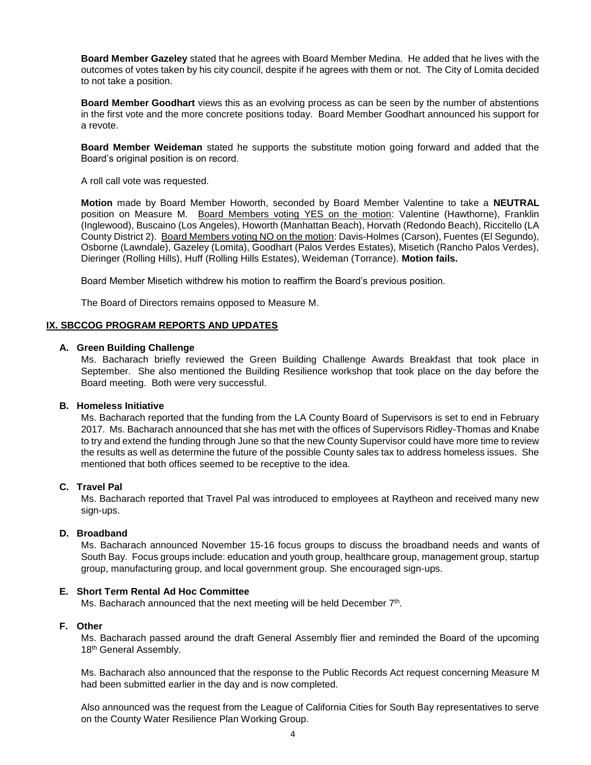**Board Member Gazeley** stated that he agrees with Board Member Medina. He added that he lives with the outcomes of votes taken by his city council, despite if he agrees with them or not. The City of Lomita decided to not take a position.

**Board Member Goodhart** views this as an evolving process as can be seen by the number of abstentions in the first vote and the more concrete positions today. Board Member Goodhart announced his support for a revote.

**Board Member Weideman** stated he supports the substitute motion going forward and added that the Board's original position is on record.

A roll call vote was requested.

**Motion** made by Board Member Howorth, seconded by Board Member Valentine to take a **NEUTRAL** position on Measure M. Board Members voting YES on the motion: Valentine (Hawthorne), Franklin (Inglewood), Buscaino (Los Angeles), Howorth (Manhattan Beach), Horvath (Redondo Beach), Riccitello (LA County District 2). Board Members voting NO on the motion: Davis-Holmes (Carson), Fuentes (El Segundo), Osborne (Lawndale), Gazeley (Lomita), Goodhart (Palos Verdes Estates), Misetich (Rancho Palos Verdes), Dieringer (Rolling Hills), Huff (Rolling Hills Estates), Weideman (Torrance). **Motion fails.**

Board Member Misetich withdrew his motion to reaffirm the Board's previous position.

The Board of Directors remains opposed to Measure M.

## IX. SBCCOG PROGRAM REPORTS AND UPDATES

### A. Green Building Challenge

Ms. Bacharach briefly reviewed the Green Building Challenge Awards Breakfast that took place in September. She also mentioned the Building Resilience workshop that took place on the day before the Board meeting. Both were very successful.

### B. Homeless Initiative

Ms. Bacharach reported that the funding from the LA County Board of Supervisors is set to end in February 2017. Ms. Bacharach announced that she has met with the offices of Supervisors Ridley-Thomas and Knabe to try and extend the funding through June so that the new County Supervisor could have more time to review the results as well as determine the future of the possible County sales tax to address homeless issues. She mentioned that both offices seemed to be receptive to the idea.

### C. Travel Pal

Ms. Bacharach reported that Travel Pal was introduced to employees at Raytheon and received many new sign-ups.

### D. Broadband

Ms. Bacharach announced November 15-16 focus groups to discuss the broadband needs and wants of South Bay. Focus groups include: education and youth group, healthcare group, management group, startup group, manufacturing group, and local government group. She encouraged sign-ups.

### E. Short Term Rental Ad Hoc Committee

Ms. Bacharach announced that the next meeting will be held December 7th.

### F. Other

Ms. Bacharach passed around the draft General Assembly flier and reminded the Board of the upcoming 18th General Assembly.

Ms. Bacharach also announced that the response to the Public Records Act request concerning Measure M had been submitted earlier in the day and is now completed.

Also announced was the request from the League of California Cities for South Bay representatives to serve on the County Water Resilience Plan Working Group.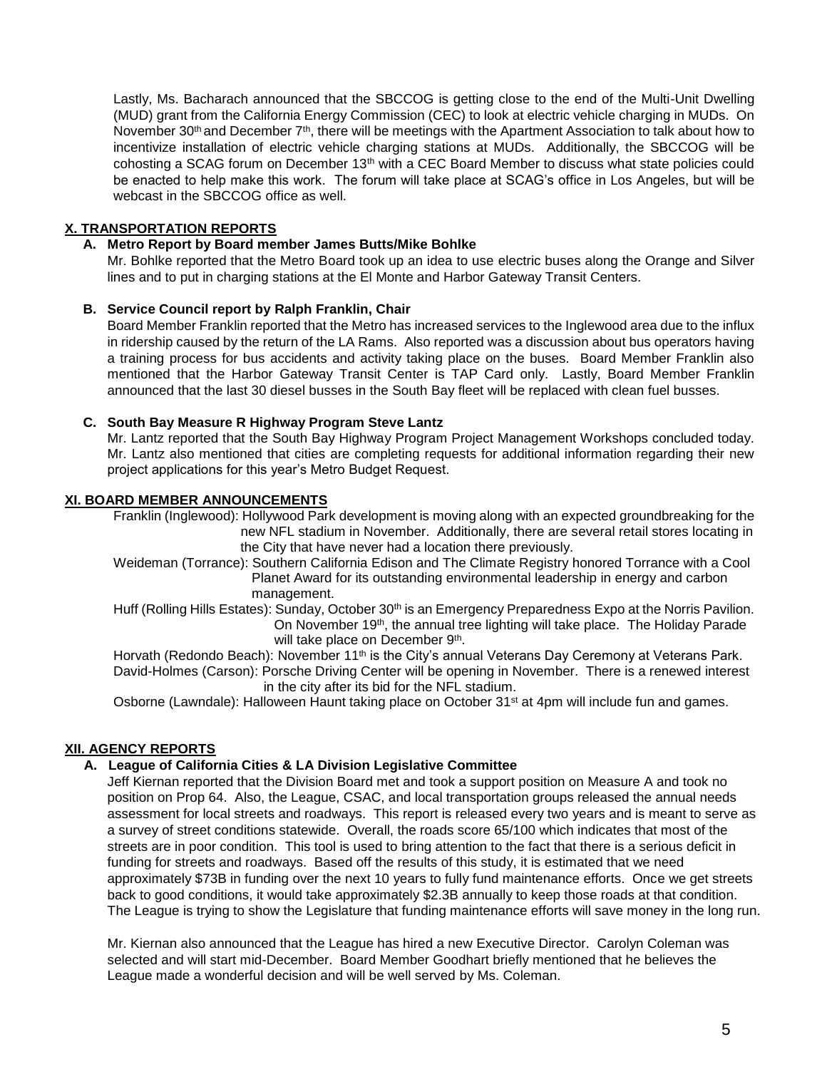Lastly, Ms. Bacharach announced that the SBCCOG is getting close to the end of the Multi-Unit Dwelling (MUD) grant from the California Energy Commission (CEC) to look at electric vehicle charging in MUDs. On November 30th and December 7th, there will be meetings with the Apartment Association to talk about how to incentivize installation of electric vehicle charging stations at MUDs. Additionally, the SBCCOG will be cohosting a SCAG forum on December 13th with a CEC Board Member to discuss what state policies could be enacted to help make this work. The forum will take place at SCAG's office in Los Angeles, but will be webcast in the SBCCOG office as well.

## X. TRANSPORTATION REPORTS

**A. Metro Report by Board member James Butts/Mike Bohlke**

Mr. Bohlke reported that the Metro Board took up an idea to use electric buses along the Orange and Silver lines and to put in charging stations at the El Monte and Harbor Gateway Transit Centers.

**B. Service Council report by Ralph Franklin, Chair**

Board Member Franklin reported that the Metro has increased services to the Inglewood area due to the influx in ridership caused by the return of the LA Rams. Also reported was a discussion about bus operators having a training process for bus accidents and activity taking place on the buses. Board Member Franklin also mentioned that the Harbor Gateway Transit Center is TAP Card only. Lastly, Board Member Franklin announced that the last 30 diesel busses in the South Bay fleet will be replaced with clean fuel busses.

**C. South Bay Measure R Highway Program Steve Lantz**

Mr. Lantz reported that the South Bay Highway Program Project Management Workshops concluded today. Mr. Lantz also mentioned that cities are completing requests for additional information regarding their new project applications for this year's Metro Budget Request.

## XI. BOARD MEMBER ANNOUNCEMENTS

Franklin (Inglewood): Hollywood Park development is moving along with an expected groundbreaking for the new NFL stadium in November. Additionally, there are several retail stores locating in the City that have never had a location there previously.

Weideman (Torrance): Southern California Edison and The Climate Registry honored Torrance with a Cool Planet Award for its outstanding environmental leadership in energy and carbon management.

Huff (Rolling Hills Estates): Sunday, October 30th is an Emergency Preparedness Expo at the Norris Pavilion. On November 19th, the annual tree lighting will take place. The Holiday Parade will take place on December 9th.

Horvath (Redondo Beach): November 11th is the City's annual Veterans Day Ceremony at Veterans Park.

David-Holmes (Carson): Porsche Driving Center will be opening in November. There is a renewed interest in the city after its bid for the NFL stadium.

Osborne (Lawndale): Halloween Haunt taking place on October 31st at 4pm will include fun and games.

## XII. AGENCY REPORTS

**A. League of California Cities & LA Division Legislative Committee**

Jeff Kiernan reported that the Division Board met and took a support position on Measure A and took no position on Prop 64. Also, the League, CSAC, and local transportation groups released the annual needs assessment for local streets and roadways. This report is released every two years and is meant to serve as a survey of street conditions statewide. Overall, the roads score 65/100 which indicates that most of the streets are in poor condition. This tool is used to bring attention to the fact that there is a serious deficit in funding for streets and roadways. Based off the results of this study, it is estimated that we need approximately $73B in funding over the next 10 years to fully fund maintenance efforts. Once we get streets back to good conditions, it would take approximately $2.3B annually to keep those roads at that condition. The League is trying to show the Legislature that funding maintenance efforts will save money in the long run.

Mr. Kiernan also announced that the League has hired a new Executive Director. Carolyn Coleman was selected and will start mid-December. Board Member Goodhart briefly mentioned that he believes the League made a wonderful decision and will be well served by Ms. Coleman.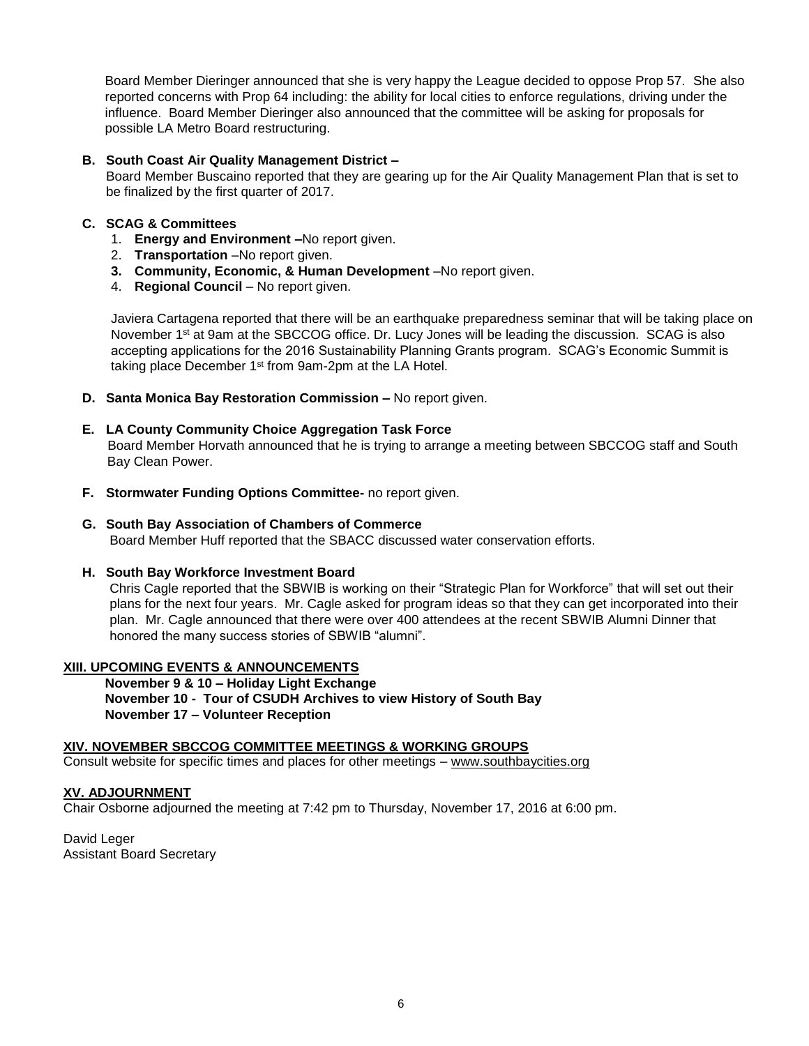Board Member Dieringer announced that she is very happy the League decided to oppose Prop 57. She also reported concerns with Prop 64 including: the ability for local cities to enforce regulations, driving under the influence. Board Member Dieringer also announced that the committee will be asking for proposals for possible LA Metro Board restructuring.

**B. South Coast Air Quality Management District –**

Board Member Buscaino reported that they are gearing up for the Air Quality Management Plan that is set to be finalized by the first quarter of 2017.

**C. SCAG & Committees**

1. **Energy and Environment –**No report given.
2. **Transportation** –No report given.
3. **Community, Economic, & Human Development** –No report given.
4. **Regional Council** – No report given.

Javiera Cartagena reported that there will be an earthquake preparedness seminar that will be taking place on November 1st at 9am at the SBCCOG office. Dr. Lucy Jones will be leading the discussion. SCAG is also accepting applications for the 2016 Sustainability Planning Grants program. SCAG's Economic Summit is taking place December 1st from 9am-2pm at the LA Hotel.

**D. Santa Monica Bay Restoration Commission –** No report given.

**E. LA County Community Choice Aggregation Task Force**

Board Member Horvath announced that he is trying to arrange a meeting between SBCCOG staff and South Bay Clean Power.

**F. Stormwater Funding Options Committee-** no report given.

**G. South Bay Association of Chambers of Commerce**

Board Member Huff reported that the SBACC discussed water conservation efforts.

**H. South Bay Workforce Investment Board**

Chris Cagle reported that the SBWIB is working on their "Strategic Plan for Workforce" that will set out their plans for the next four years. Mr. Cagle asked for program ideas so that they can get incorporated into their plan. Mr. Cagle announced that there were over 400 attendees at the recent SBWIB Alumni Dinner that honored the many success stories of SBWIB "alumni".

## XIII. UPCOMING EVENTS & ANNOUNCEMENTS

**November 9 & 10 – Holiday Light Exchange**
**November 10 - Tour of CSUDH Archives to view History of South Bay**
**November 17 – Volunteer Reception**

## XIV. NOVEMBER SBCCOG COMMITTEE MEETINGS & WORKING GROUPS

Consult website for specific times and places for other meetings – www.southbaycities.org

## XV. ADJOURNMENT

Chair Osborne adjourned the meeting at 7:42 pm to Thursday, November 17, 2016 at 6:00 pm.

David Leger
Assistant Board Secretary